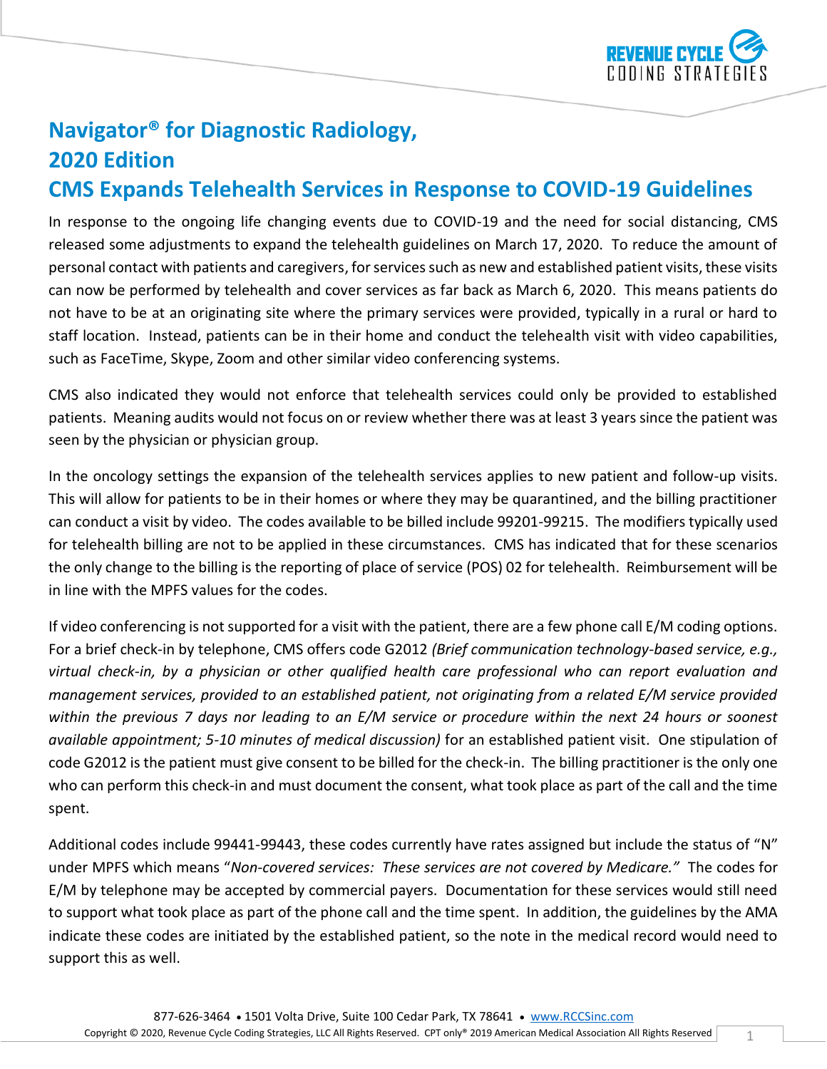# Navigator® for Diagnostic Radiology, 2020 Edition

## CMS Expands Telehealth Services in Response to COVID-19 Guidelines

In response to the ongoing life changing events due to COVID-19 and the need for social distancing, CMS released some adjustments to expand the telehealth guidelines on March 17, 2020. To reduce the amount of personal contact with patients and caregivers, for services such as new and established patient visits, these visits can now be performed by telehealth and cover services as far back as March 6, 2020. This means patients do not have to be at an originating site where the primary services were provided, typically in a rural or hard to staff location. Instead, patients can be in their home and conduct the telehealth visit with video capabilities, such as FaceTime, Skype, Zoom and other similar video conferencing systems.

CMS also indicated they would not enforce that telehealth services could only be provided to established patients. Meaning audits would not focus on or review whether there was at least 3 years since the patient was seen by the physician or physician group.

In the oncology settings the expansion of the telehealth services applies to new patient and follow-up visits. This will allow for patients to be in their homes or where they may be quarantined, and the billing practitioner can conduct a visit by video. The codes available to be billed include 99201-99215. The modifiers typically used for telehealth billing are not to be applied in these circumstances. CMS has indicated that for these scenarios the only change to the billing is the reporting of place of service (POS) 02 for telehealth. Reimbursement will be in line with the MPFS values for the codes.

If video conferencing is not supported for a visit with the patient, there are a few phone call E/M coding options. For a brief check-in by telephone, CMS offers code G2012 *(Brief communication technology-based service, e.g., virtual check-in, by a physician or other qualified health care professional who can report evaluation and management services, provided to an established patient, not originating from a related E/M service provided within the previous 7 days nor leading to an E/M service or procedure within the next 24 hours or soonest available appointment; 5-10 minutes of medical discussion)* for an established patient visit. One stipulation of code G2012 is the patient must give consent to be billed for the check-in. The billing practitioner is the only one who can perform this check-in and must document the consent, what took place as part of the call and the time spent.

Additional codes include 99441-99443, these codes currently have rates assigned but include the status of "N" under MPFS which means "*Non-covered services: These services are not covered by Medicare.*" The codes for E/M by telephone may be accepted by commercial payers. Documentation for these services would still need to support what took place as part of the phone call and the time spent. In addition, the guidelines by the AMA indicate these codes are initiated by the established patient, so the note in the medical record would need to support this as well.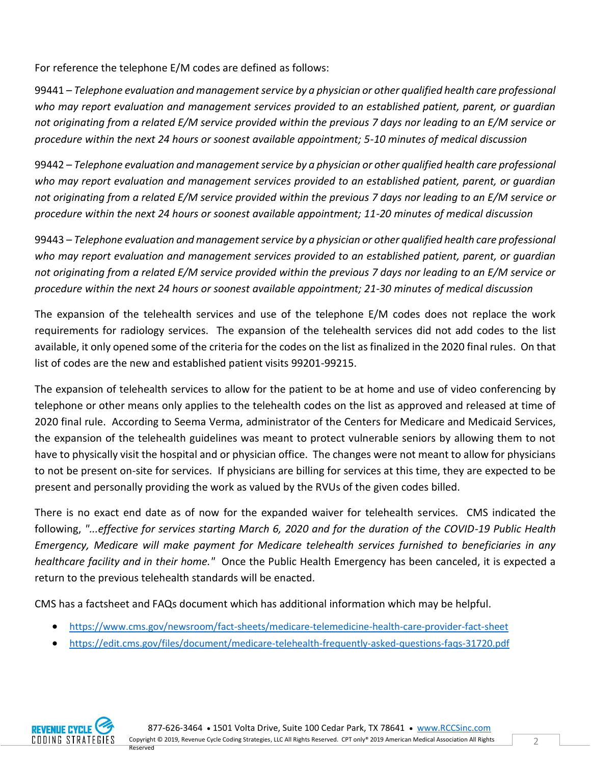For reference the telephone E/M codes are defined as follows:

99441 – *Telephone evaluation and management service by a physician or other qualified health care professional who may report evaluation and management services provided to an established patient, parent, or guardian not originating from a related E/M service provided within the previous 7 days nor leading to an E/M service or procedure within the next 24 hours or soonest available appointment; 5-10 minutes of medical discussion*

99442 – *Telephone evaluation and management service by a physician or other qualified health care professional who may report evaluation and management services provided to an established patient, parent, or guardian not originating from a related E/M service provided within the previous 7 days nor leading to an E/M service or procedure within the next 24 hours or soonest available appointment; 11-20 minutes of medical discussion*

99443 – *Telephone evaluation and management service by a physician or other qualified health care professional who may report evaluation and management services provided to an established patient, parent, or guardian not originating from a related E/M service provided within the previous 7 days nor leading to an E/M service or procedure within the next 24 hours or soonest available appointment; 21-30 minutes of medical discussion*

The expansion of the telehealth services and use of the telephone E/M codes does not replace the work requirements for radiology services. The expansion of the telehealth services did not add codes to the list available, it only opened some of the criteria for the codes on the list as finalized in the 2020 final rules. On that list of codes are the new and established patient visits 99201-99215.

The expansion of telehealth services to allow for the patient to be at home and use of video conferencing by telephone or other means only applies to the telehealth codes on the list as approved and released at time of 2020 final rule. According to Seema Verma, administrator of the Centers for Medicare and Medicaid Services, the expansion of the telehealth guidelines was meant to protect vulnerable seniors by allowing them to not have to physically visit the hospital and or physician office. The changes were not meant to allow for physicians to not be present on-site for services. If physicians are billing for services at this time, they are expected to be present and personally providing the work as valued by the RVUs of the given codes billed.

There is no exact end date as of now for the expanded waiver for telehealth services. CMS indicated the following, *"...effective for services starting March 6, 2020 and for the duration of the COVID-19 Public Health Emergency, Medicare will make payment for Medicare telehealth services furnished to beneficiaries in any healthcare facility and in their home."* Once the Public Health Emergency has been canceled, it is expected a return to the previous telehealth standards will be enacted.

CMS has a factsheet and FAQs document which has additional information which may be helpful.

- https://www.cms.gov/newsroom/fact-sheets/medicare-telemedicine-health-care-provider-fact-sheet
- https://edit.cms.gov/files/document/medicare-telehealth-frequently-asked-questions-faqs-31720.pdf